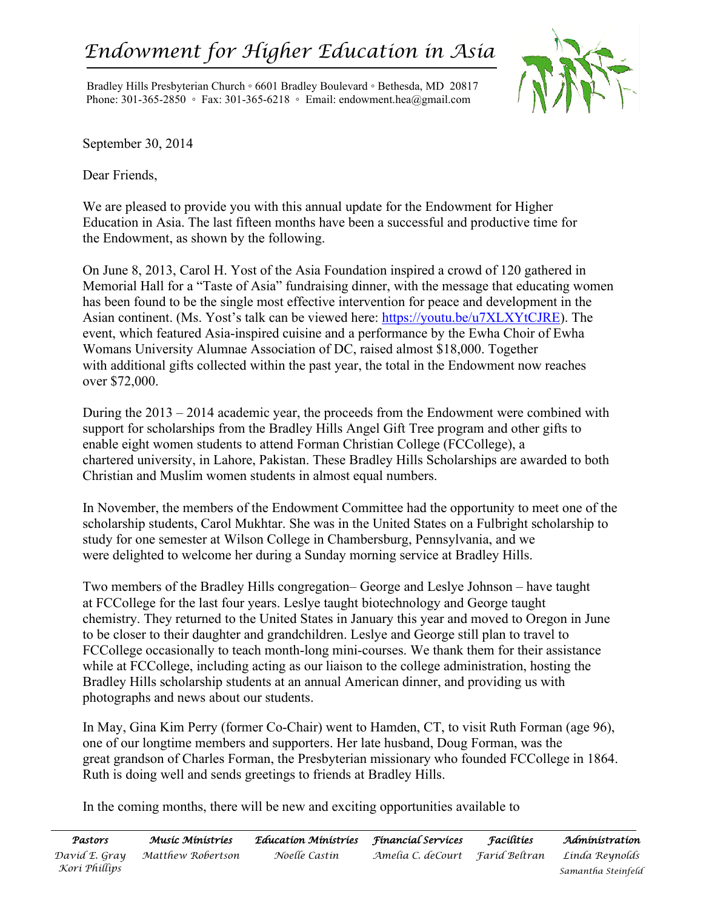# *Endowment for Higher Education in Asia*

Bradley Hills Presbyterian Church ◦ 6601 Bradley Boulevard ◦ Bethesda, MD 20817
Phone: 301-365-2850 ◦ Fax: 301-365-6218 ◦ Email: endowment.hea@gmail.com

September 30, 2014

Dear Friends,

We are pleased to provide you with this annual update for the Endowment for Higher Education in Asia. The last fifteen months have been a successful and productive time for the Endowment, as shown by the following.

On June 8, 2013, Carol H. Yost of the Asia Foundation inspired a crowd of 120 gathered in Memorial Hall for a "Taste of Asia" fundraising dinner, with the message that educating women has been found to be the single most effective intervention for peace and development in the Asian continent. (Ms. Yost's talk can be viewed here: [https://youtu.be/u7XLXYtCJRE](https://youtu.be/u7XLXYtCJRE)). The event, which featured Asia-inspired cuisine and a performance by the Ewha Choir of Ewha Womans University Alumnae Association of DC, raised almost $18,000. Together with additional gifts collected within the past year, the total in the Endowment now reaches over $72,000.

During the 2013 – 2014 academic year, the proceeds from the Endowment were combined with support for scholarships from the Bradley Hills Angel Gift Tree program and other gifts to enable eight women students to attend Forman Christian College (FCCollege), a chartered university, in Lahore, Pakistan. These Bradley Hills Scholarships are awarded to both Christian and Muslim women students in almost equal numbers.

In November, the members of the Endowment Committee had the opportunity to meet one of the scholarship students, Carol Mukhtar. She was in the United States on a Fulbright scholarship to study for one semester at Wilson College in Chambersburg, Pennsylvania, and we were delighted to welcome her during a Sunday morning service at Bradley Hills.

Two members of the Bradley Hills congregation– George and Leslye Johnson – have taught at FCCollege for the last four years. Leslye taught biotechnology and George taught chemistry. They returned to the United States in January this year and moved to Oregon in June to be closer to their daughter and grandchildren. Leslye and George still plan to travel to FCCollege occasionally to teach month-long mini-courses. We thank them for their assistance while at FCCollege, including acting as our liaison to the college administration, hosting the Bradley Hills scholarship students at an annual American dinner, and providing us with photographs and news about our students.

In May, Gina Kim Perry (former Co-Chair) went to Hamden, CT, to visit Ruth Forman (age 96), one of our longtime members and supporters. Her late husband, Doug Forman, was the great grandson of Charles Forman, the Presbyterian missionary who founded FCCollege in 1864. Ruth is doing well and sends greetings to friends at Bradley Hills.

In the coming months, there will be new and exciting opportunities available to

| *Pastors* | *Music Ministries* | *Education Ministries* | *Financial Services* | *Facilities* | *Administration* |
|---|---|---|---|---|---|
| *David E. Gray* | *Matthew Robertson* | *Noelle Castin* | *Amelia C. deCourt* | *Farid Beltran* | *Linda Reynolds* |
| *Kori Phillips* | | | | | *Samantha Steinfeld* |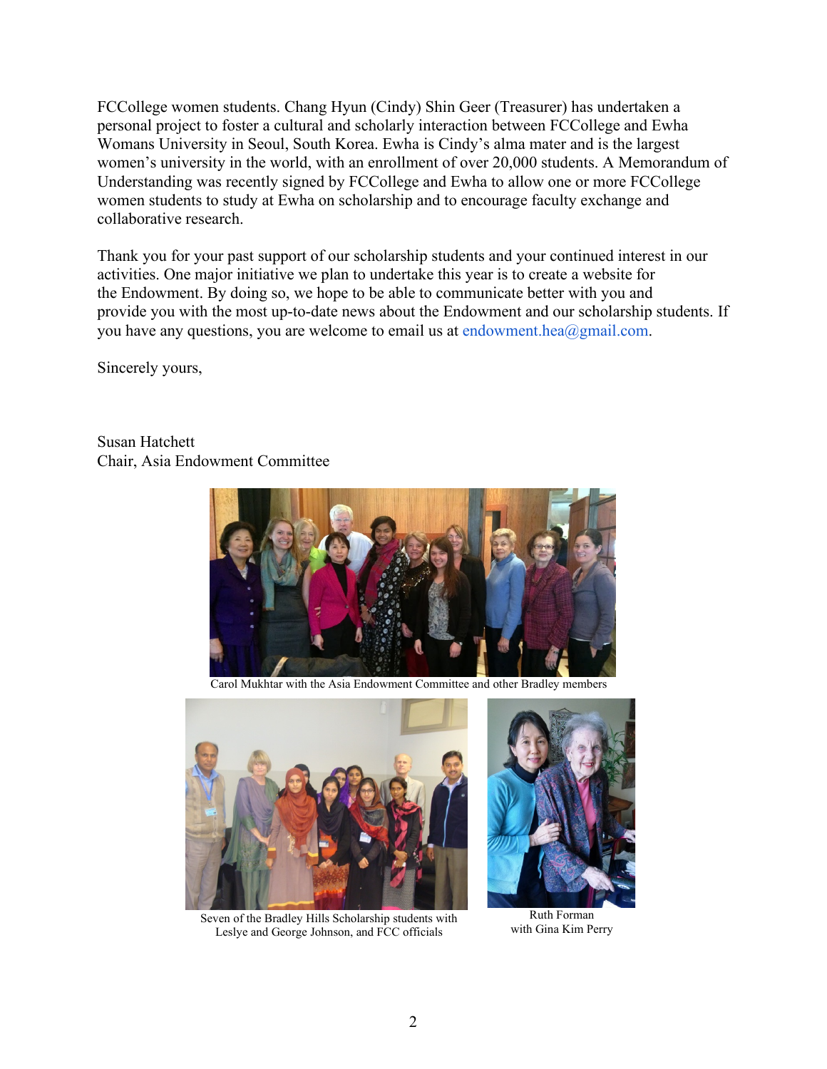FCCollege women students. Chang Hyun (Cindy) Shin Geer (Treasurer) has undertaken a personal project to foster a cultural and scholarly interaction between FCCollege and Ewha Womans University in Seoul, South Korea. Ewha is Cindy's alma mater and is the largest women's university in the world, with an enrollment of over 20,000 students. A Memorandum of Understanding was recently signed by FCCollege and Ewha to allow one or more FCCollege women students to study at Ewha on scholarship and to encourage faculty exchange and collaborative research.

Thank you for your past support of our scholarship students and your continued interest in our activities. One major initiative we plan to undertake this year is to create a website for the Endowment. By doing so, we hope to be able to communicate better with you and provide you with the most up-to-date news about the Endowment and our scholarship students. If you have any questions, you are welcome to email us at endowment.hea@gmail.com.

Sincerely yours,

Susan Hatchett
Chair, Asia Endowment Committee

Carol Mukhtar with the Asia Endowment Committee and other Bradley members

Seven of the Bradley Hills Scholarship students with Leslye and George Johnson, and FCC officials

Ruth Forman with Gina Kim Perry